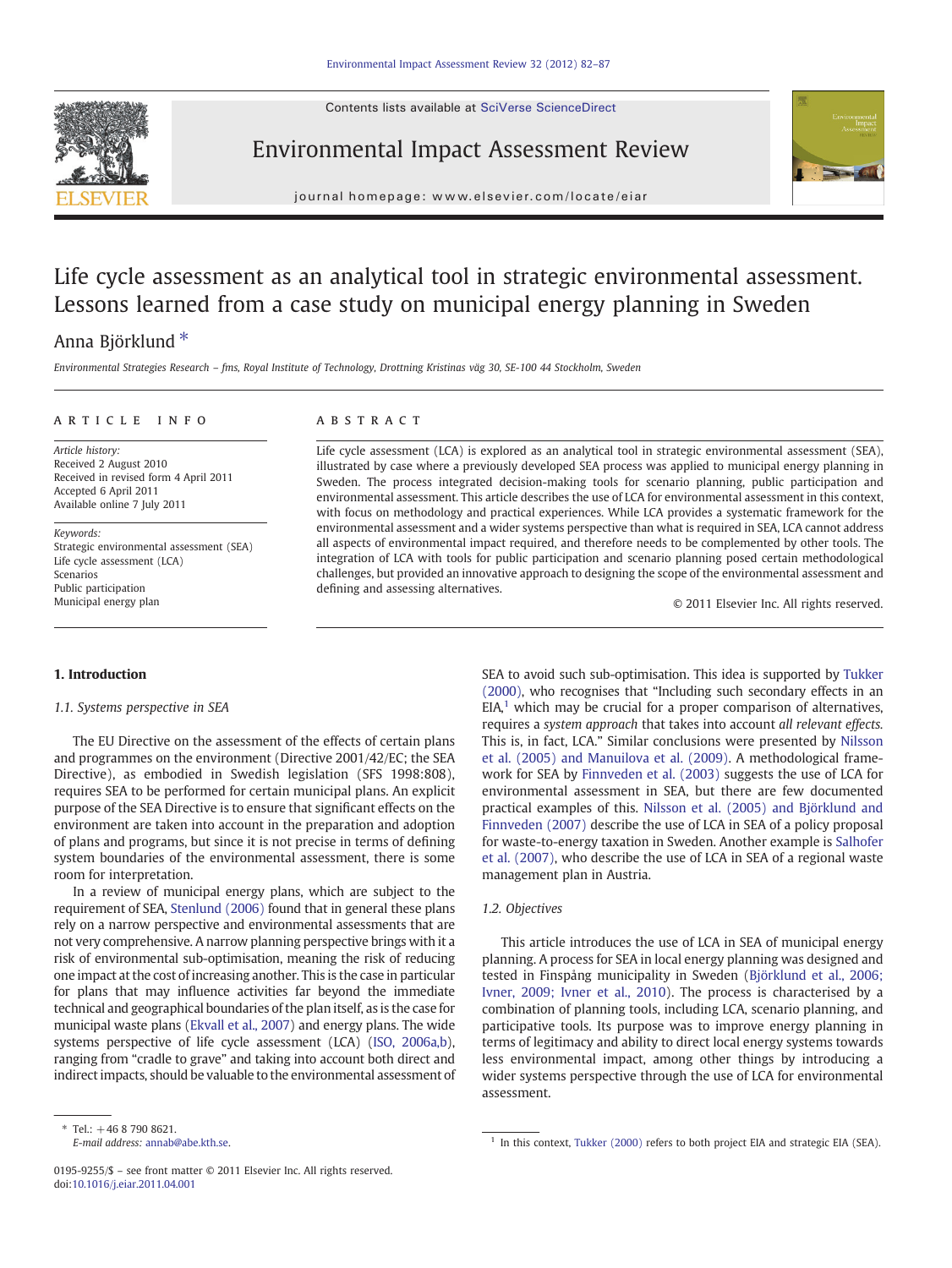# Life cycle assessment as an analytical tool in strategic environmental assessment. Lessons learned from a case study on municipal energy planning in Sweden

Anna Björklund *

*Environmental Strategies Research – fms, Royal Institute of Technology, Drottning Kristinas väg 30, SE-100 44 Stockholm, Sweden*

## ARTICLE INFO

*Article history:*
Received 2 August 2010
Received in revised form 4 April 2011
Accepted 6 April 2011
Available online 7 July 2011

*Keywords:*
Strategic environmental assessment (SEA)
Life cycle assessment (LCA)
Scenarios
Public participation
Municipal energy plan

## ABSTRACT

Life cycle assessment (LCA) is explored as an analytical tool in strategic environmental assessment (SEA), illustrated by case where a previously developed SEA process was applied to municipal energy planning in Sweden. The process integrated decision-making tools for scenario planning, public participation and environmental assessment. This article describes the use of LCA for environmental assessment in this context, with focus on methodology and practical experiences. While LCA provides a systematic framework for the environmental assessment and a wider systems perspective than what is required in SEA, LCA cannot address all aspects of environmental impact required, and therefore needs to be complemented by other tools. The integration of LCA with tools for public participation and scenario planning posed certain methodological challenges, but provided an innovative approach to designing the scope of the environmental assessment and defining and assessing alternatives.

© 2011 Elsevier Inc. All rights reserved.

## 1. Introduction

### 1.1. Systems perspective in SEA

The EU Directive on the assessment of the effects of certain plans and programmes on the environment (Directive 2001/42/EC; the SEA Directive), as embodied in Swedish legislation (SFS 1998:808), requires SEA to be performed for certain municipal plans. An explicit purpose of the SEA Directive is to ensure that significant effects on the environment are taken into account in the preparation and adoption of plans and programs, but since it is not precise in terms of defining system boundaries of the environmental assessment, there is some room for interpretation.

In a review of municipal energy plans, which are subject to the requirement of SEA, Stenlund (2006) found that in general these plans rely on a narrow perspective and environmental assessments that are not very comprehensive. A narrow planning perspective brings with it a risk of environmental sub-optimisation, meaning the risk of reducing one impact at the cost of increasing another. This is the case in particular for plans that may influence activities far beyond the immediate technical and geographical boundaries of the plan itself, as is the case for municipal waste plans (Ekvall et al., 2007) and energy plans. The wide systems perspective of life cycle assessment (LCA) (ISO, 2006a,b), ranging from "cradle to grave" and taking into account both direct and indirect impacts, should be valuable to the environmental assessment of SEA to avoid such sub-optimisation. This idea is supported by Tukker (2000), who recognises that "Including such secondary effects in an EIA,[1] which may be crucial for a proper comparison of alternatives, requires a *system approach* that takes into account *all relevant effects.* This is, in fact, LCA." Similar conclusions were presented by Nilsson et al. (2005) and Manuilova et al. (2009). A methodological framework for SEA by Finnveden et al. (2003) suggests the use of LCA for environmental assessment in SEA, but there are few documented practical examples of this. Nilsson et al. (2005) and Björklund and Finnveden (2007) describe the use of LCA in SEA of a policy proposal for waste-to-energy taxation in Sweden. Another example is Salhofer et al. (2007), who describe the use of LCA in SEA of a regional waste management plan in Austria.

### 1.2. Objectives

This article introduces the use of LCA in SEA of municipal energy planning. A process for SEA in local energy planning was designed and tested in Finspång municipality in Sweden (Björklund et al., 2006; Ivner, 2009; Ivner et al., 2010). The process is characterised by a combination of planning tools, including LCA, scenario planning, and participative tools. Its purpose was to improve energy planning in terms of legitimacy and ability to direct local energy systems towards less environmental impact, among other things by introducing a wider systems perspective through the use of LCA for environmental assessment.

* Tel.: +46 8 790 8621.
*E-mail address:* annab@abe.kth.se.

[1] In this context, Tukker (2000) refers to both project EIA and strategic EIA (SEA).

0195-9255/$ – see front matter © 2011 Elsevier Inc. All rights reserved.
doi:10.1016/j.eiar.2011.04.001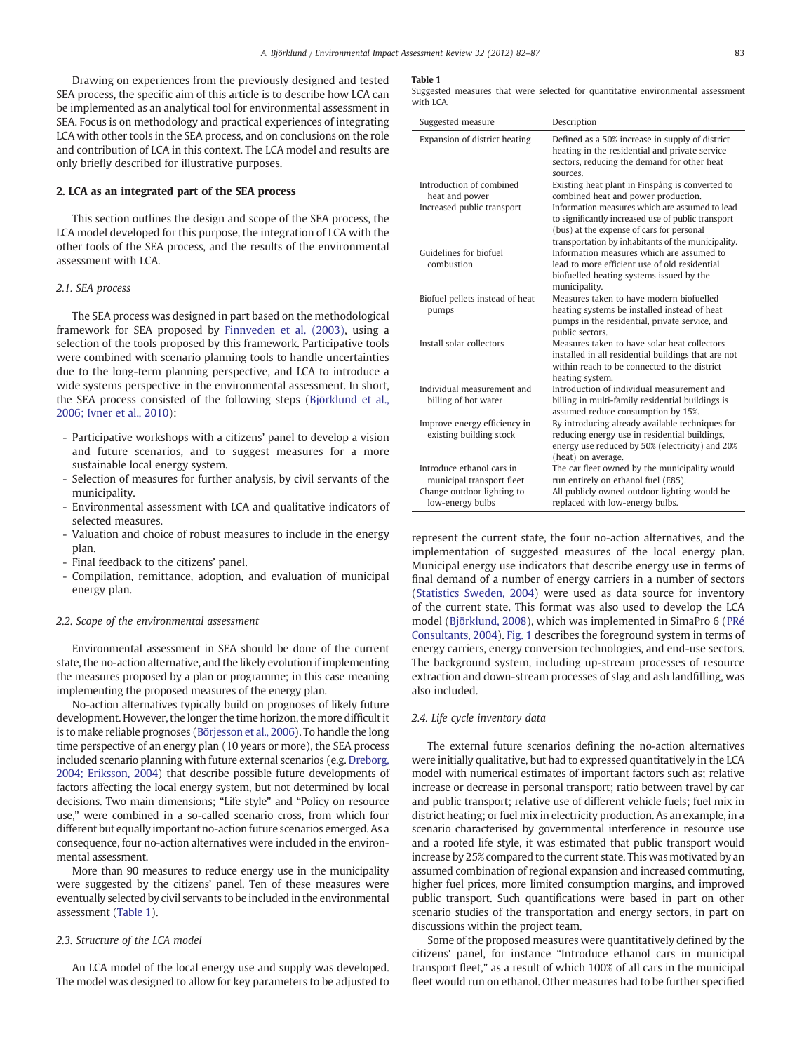Drawing on experiences from the previously designed and tested SEA process, the specific aim of this article is to describe how LCA can be implemented as an analytical tool for environmental assessment in SEA. Focus is on methodology and practical experiences of integrating LCA with other tools in the SEA process, and on conclusions on the role and contribution of LCA in this context. The LCA model and results are only briefly described for illustrative purposes.

## 2. LCA as an integrated part of the SEA process

This section outlines the design and scope of the SEA process, the LCA model developed for this purpose, the integration of LCA with the other tools of the SEA process, and the results of the environmental assessment with LCA.

### 2.1. SEA process

The SEA process was designed in part based on the methodological framework for SEA proposed by Finnveden et al. (2003), using a selection of the tools proposed by this framework. Participative tools were combined with scenario planning tools to handle uncertainties due to the long-term planning perspective, and LCA to introduce a wide systems perspective in the environmental assessment. In short, the SEA process consisted of the following steps (Björklund et al., 2006; Ivner et al., 2010):

- Participative workshops with a citizens' panel to develop a vision and future scenarios, and to suggest measures for a more sustainable local energy system.
- Selection of measures for further analysis, by civil servants of the municipality.
- Environmental assessment with LCA and qualitative indicators of selected measures.
- Valuation and choice of robust measures to include in the energy plan.
- Final feedback to the citizens' panel.
- Compilation, remittance, adoption, and evaluation of municipal energy plan.

### 2.2. Scope of the environmental assessment

Environmental assessment in SEA should be done of the current state, the no-action alternative, and the likely evolution if implementing the measures proposed by a plan or programme; in this case meaning implementing the proposed measures of the energy plan.

No-action alternatives typically build on prognoses of likely future development. However, the longer the time horizon, the more difficult it is to make reliable prognoses (Börjesson et al., 2006). To handle the long time perspective of an energy plan (10 years or more), the SEA process included scenario planning with future external scenarios (e.g. Dreborg, 2004; Eriksson, 2004) that describe possible future developments of factors affecting the local energy system, but not determined by local decisions. Two main dimensions; "Life style" and "Policy on resource use," were combined in a so-called scenario cross, from which four different but equally important no-action future scenarios emerged. As a consequence, four no-action alternatives were included in the environmental assessment.

More than 90 measures to reduce energy use in the municipality were suggested by the citizens' panel. Ten of these measures were eventually selected by civil servants to be included in the environmental assessment (Table 1).

### 2.3. Structure of the LCA model

An LCA model of the local energy use and supply was developed. The model was designed to allow for key parameters to be adjusted to represent the current state, the four no-action alternatives, and the implementation of suggested measures of the local energy plan. Municipal energy use indicators that describe energy use in terms of final demand of a number of energy carriers in a number of sectors (Statistics Sweden, 2004) were used as data source for inventory of the current state. This format was also used to develop the LCA model (Björklund, 2008), which was implemented in SimaPro 6 (PRé Consultants, 2004). Fig. 1 describes the foreground system in terms of energy carriers, energy conversion technologies, and end-use sectors. The background system, including up-stream processes of resource extraction and down-stream processes of slag and ash landfilling, was also included.

**Table 1**
Suggested measures that were selected for quantitative environmental assessment with LCA.

| Suggested measure | Description |
|---|---|
| Expansion of district heating | Defined as a 50% increase in supply of district heating in the residential and private service sectors, reducing the demand for other heat sources. |
| Introduction of combined heat and power | Existing heat plant in Finspång is converted to combined heat and power production. |
| Increased public transport | Information measures which are assumed to lead to significantly increased use of public transport (bus) at the expense of cars for personal transportation by inhabitants of the municipality. |
| Guidelines for biofuel combustion | Information measures which are assumed to lead to more efficient use of old residential biofuelled heating systems issued by the municipality. |
| Biofuel pellets instead of heat pumps | Measures taken to have modern biofuelled heating systems be installed instead of heat pumps in the residential, private service, and public sectors. |
| Install solar collectors | Measures taken to have solar heat collectors installed in all residential buildings that are not within reach to be connected to the district heating system. |
| Individual measurement and billing of hot water | Introduction of individual measurement and billing in multi-family residential buildings is assumed reduce consumption by 15%. |
| Improve energy efficiency in existing building stock | By introducing already available techniques for reducing energy use in residential buildings, energy use reduced by 50% (electricity) and 20% (heat) on average. |
| Introduce ethanol cars in municipal transport fleet | The car fleet owned by the municipality would run entirely on ethanol fuel (E85). |
| Change outdoor lighting to low-energy bulbs | All publicly owned outdoor lighting would be replaced with low-energy bulbs. |

### 2.4. Life cycle inventory data

The external future scenarios defining the no-action alternatives were initially qualitative, but had to expressed quantitatively in the LCA model with numerical estimates of important factors such as; relative increase or decrease in personal transport; ratio between travel by car and public transport; relative use of different vehicle fuels; fuel mix in district heating; or fuel mix in electricity production. As an example, in a scenario characterised by governmental interference in resource use and a rooted life style, it was estimated that public transport would increase by 25% compared to the current state. This was motivated by an assumed combination of regional expansion and increased commuting, higher fuel prices, more limited consumption margins, and improved public transport. Such quantifications were based in part on other scenario studies of the transportation and energy sectors, in part on discussions within the project team.

Some of the proposed measures were quantitatively defined by the citizens' panel, for instance "Introduce ethanol cars in municipal transport fleet," as a result of which 100% of all cars in the municipal fleet would run on ethanol. Other measures had to be further specified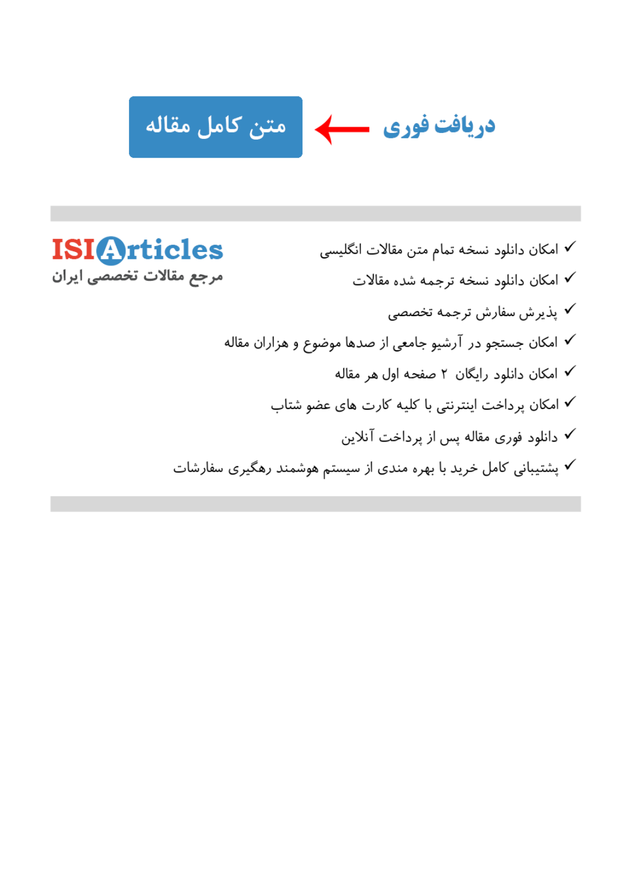دریافت فوری ← متن کامل مقاله

**ISIArticles**
مرجع مقالات تخصصی ایران

- ✓ امکان دانلود نسخه تمام متن مقالات انگلیسی
- ✓ امکان دانلود نسخه ترجمه شده مقالات
- ✓ پذیرش سفارش ترجمه تخصصی
- ✓ امکان جستجو در آرشیو جامعی از صدها موضوع و هزاران مقاله
- ✓ امکان دانلود رایگان ۲ صفحه اول هر مقاله
- ✓ امکان پرداخت اینترنتی با کلیه کارت های عضو شتاب
- ✓ دانلود فوری مقاله پس از پرداخت آنلاین
- ✓ پشتیبانی کامل خرید با بهره مندی از سیستم هوشمند رهگیری سفارشات